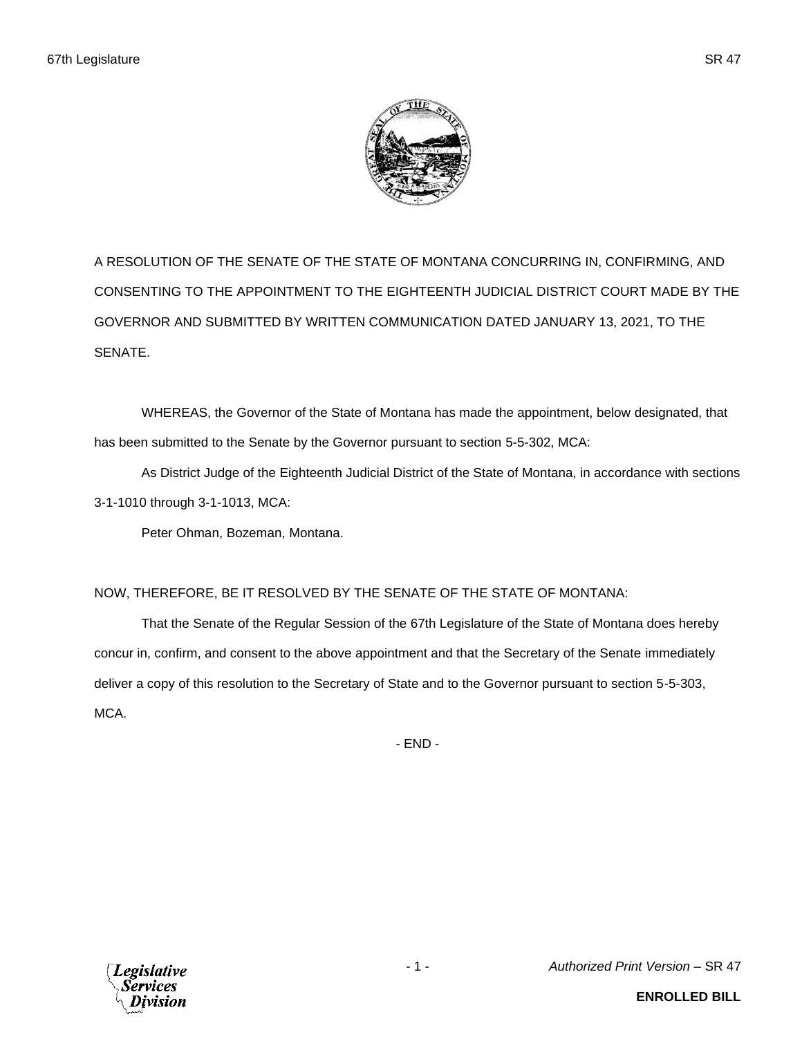A RESOLUTION OF THE SENATE OF THE STATE OF MONTANA CONCURRING IN, CONFIRMING, AND CONSENTING TO THE APPOINTMENT TO THE EIGHTEENTH JUDICIAL DISTRICT COURT MADE BY THE GOVERNOR AND SUBMITTED BY WRITTEN COMMUNICATION DATED JANUARY 13, 2021, TO THE SENATE.

WHEREAS, the Governor of the State of Montana has made the appointment, below designated, that has been submitted to the Senate by the Governor pursuant to section 5-5-302, MCA:

As District Judge of the Eighteenth Judicial District of the State of Montana, in accordance with sections 3-1-1010 through 3-1-1013, MCA:

Peter Ohman, Bozeman, Montana.

NOW, THEREFORE, BE IT RESOLVED BY THE SENATE OF THE STATE OF MONTANA:

That the Senate of the Regular Session of the 67th Legislature of the State of Montana does hereby concur in, confirm, and consent to the above appointment and that the Secretary of the Senate immediately deliver a copy of this resolution to the Secretary of State and to the Governor pursuant to section 5-5-303, MCA.

- END -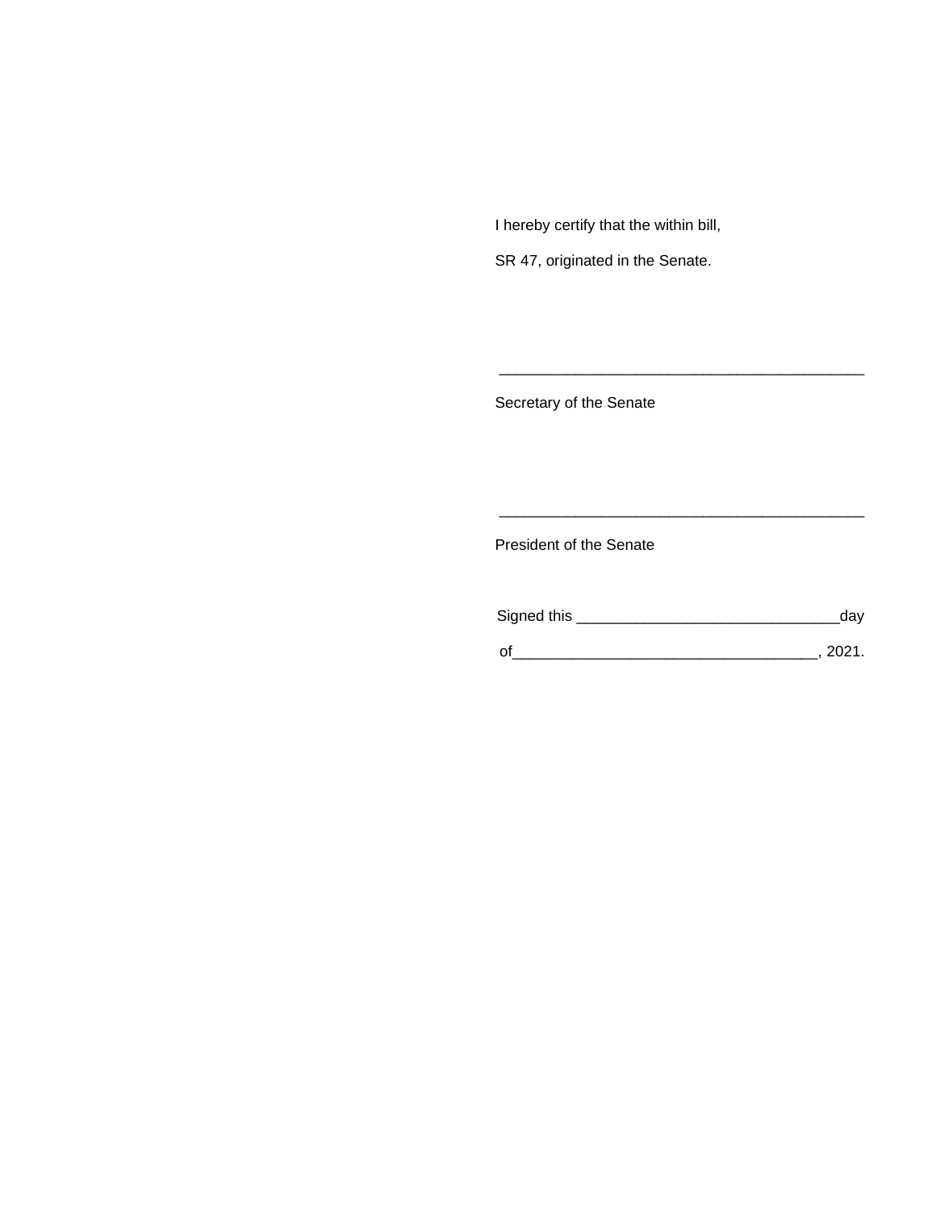I hereby certify that the within bill,

SR 47, originated in the Senate.

\_\_\_\_\_\_\_\_\_\_\_\_\_\_\_\_\_\_\_\_\_\_\_\_\_\_\_\_\_\_\_\_\_\_\_\_\_\_\_\_\_\_\_

Secretary of the Senate

\_\_\_\_\_\_\_\_\_\_\_\_\_\_\_\_\_\_\_\_\_\_\_\_\_\_\_\_\_\_\_\_\_\_\_\_\_\_\_\_\_\_\_

President of the Senate

Signed this \_\_\_\_\_\_\_\_\_\_\_\_\_\_\_\_\_\_\_\_\_\_\_\_\_\_\_\_\_\_day

of\_\_\_\_\_\_\_\_\_\_\_\_\_\_\_\_\_\_\_\_\_\_\_\_\_\_\_\_\_\_\_\_\_\_, 2021.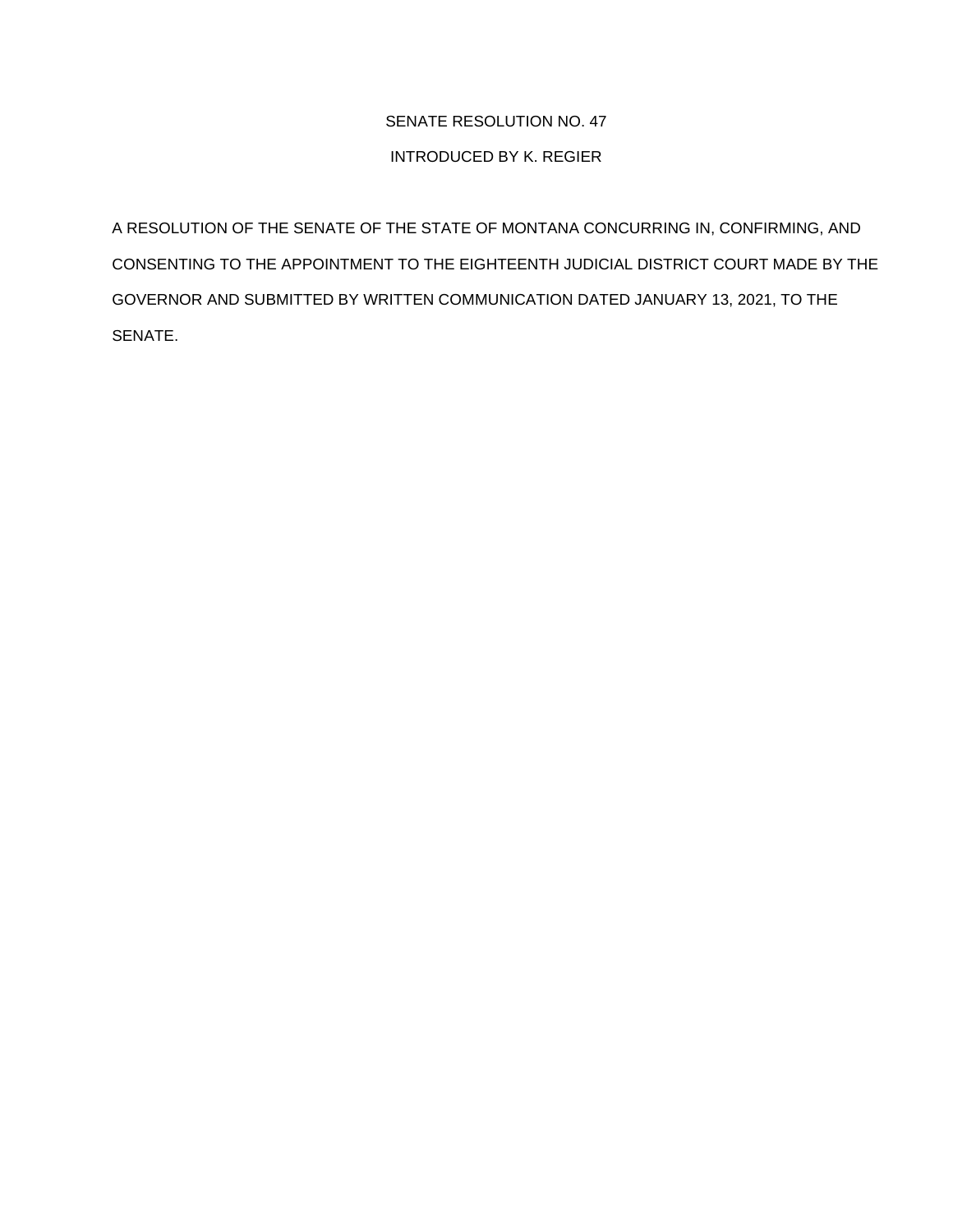SENATE RESOLUTION NO. 47

INTRODUCED BY K. REGIER

A RESOLUTION OF THE SENATE OF THE STATE OF MONTANA CONCURRING IN, CONFIRMING, AND CONSENTING TO THE APPOINTMENT TO THE EIGHTEENTH JUDICIAL DISTRICT COURT MADE BY THE GOVERNOR AND SUBMITTED BY WRITTEN COMMUNICATION DATED JANUARY 13, 2021, TO THE SENATE.